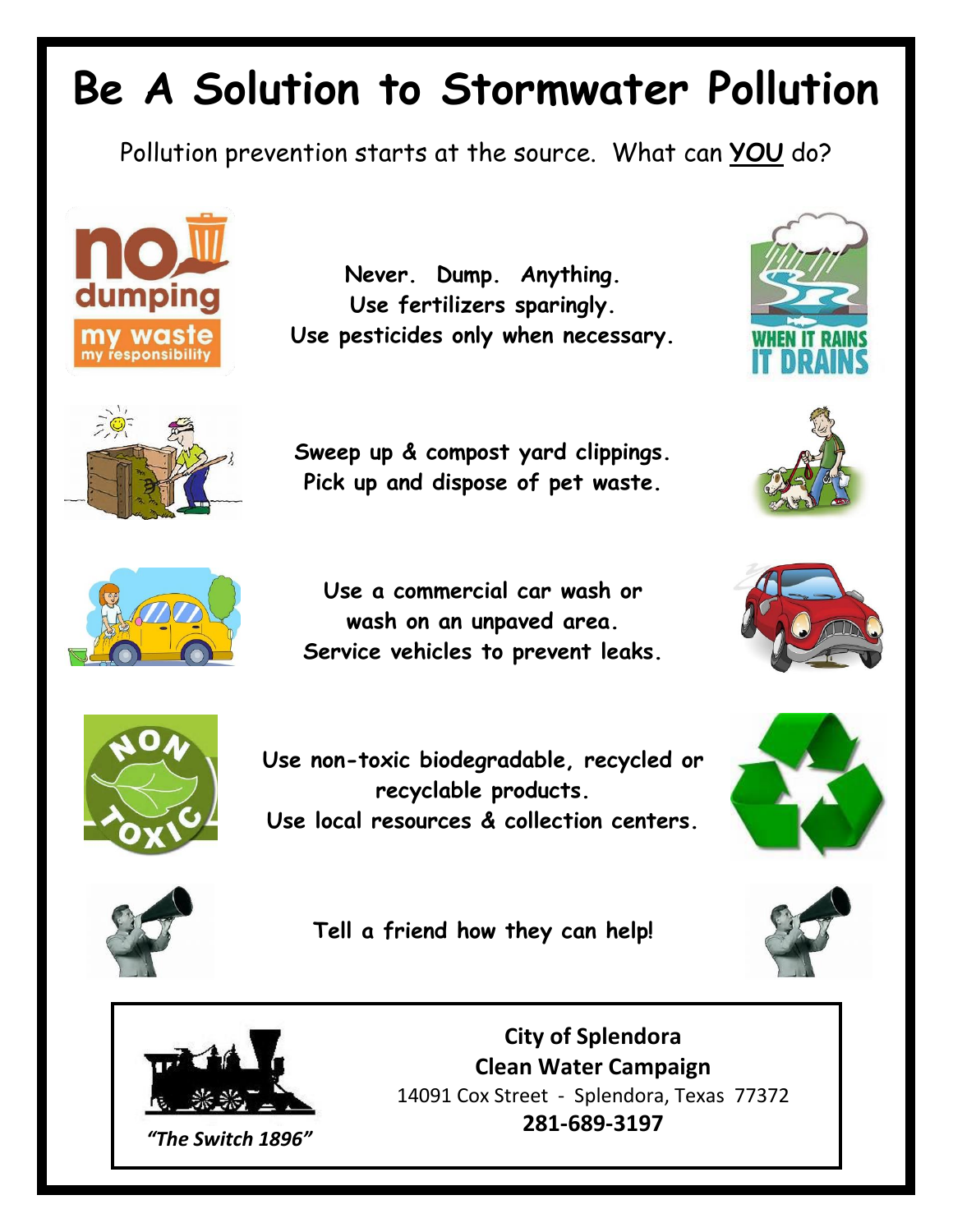# Be A Solution to Stormwater Pollution

Pollution prevention starts at the source. What can **YOU** do?

**Never. Dump. Anything.**
**Use fertilizers sparingly.**
**Use pesticides only when necessary.**

**Sweep up & compost yard clippings.**
**Pick up and dispose of pet waste.**

**Use a commercial car wash or wash on an unpaved area.**
**Service vehicles to prevent leaks.**

**Use non-toxic biodegradable, recycled or recyclable products.**
**Use local resources & collection centers.**

**Tell a friend how they can help!**

*"The Switch 1896"*

**City of Splendora**
**Clean Water Campaign**
14091 Cox Street - Splendora, Texas 77372
**281-689-3197**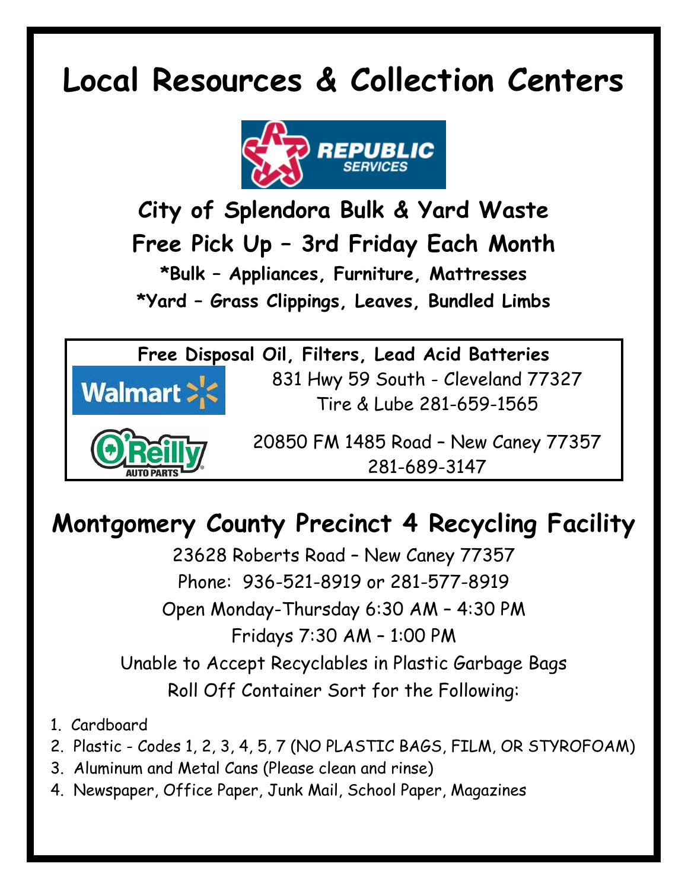# Local Resources & Collection Centers

## City of Splendora Bulk & Yard Waste

## Free Pick Up – 3rd Friday Each Month

**\*Bulk – Appliances, Furniture, Mattresses**

**\*Yard – Grass Clippings, Leaves, Bundled Limbs**

**Free Disposal Oil, Filters, Lead Acid Batteries**

831 Hwy 59 South - Cleveland 77327
Tire & Lube 281-659-1565

20850 FM 1485 Road – New Caney 77357
281-689-3147

## Montgomery County Precinct 4 Recycling Facility

23628 Roberts Road – New Caney 77357

Phone: 936-521-8919 or 281-577-8919

Open Monday-Thursday 6:30 AM – 4:30 PM

Fridays 7:30 AM – 1:00 PM

Unable to Accept Recyclables in Plastic Garbage Bags

Roll Off Container Sort for the Following:

1. Cardboard
2. Plastic - Codes 1, 2, 3, 4, 5, 7 (NO PLASTIC BAGS, FILM, OR STYROFOAM)
3. Aluminum and Metal Cans (Please clean and rinse)
4. Newspaper, Office Paper, Junk Mail, School Paper, Magazines